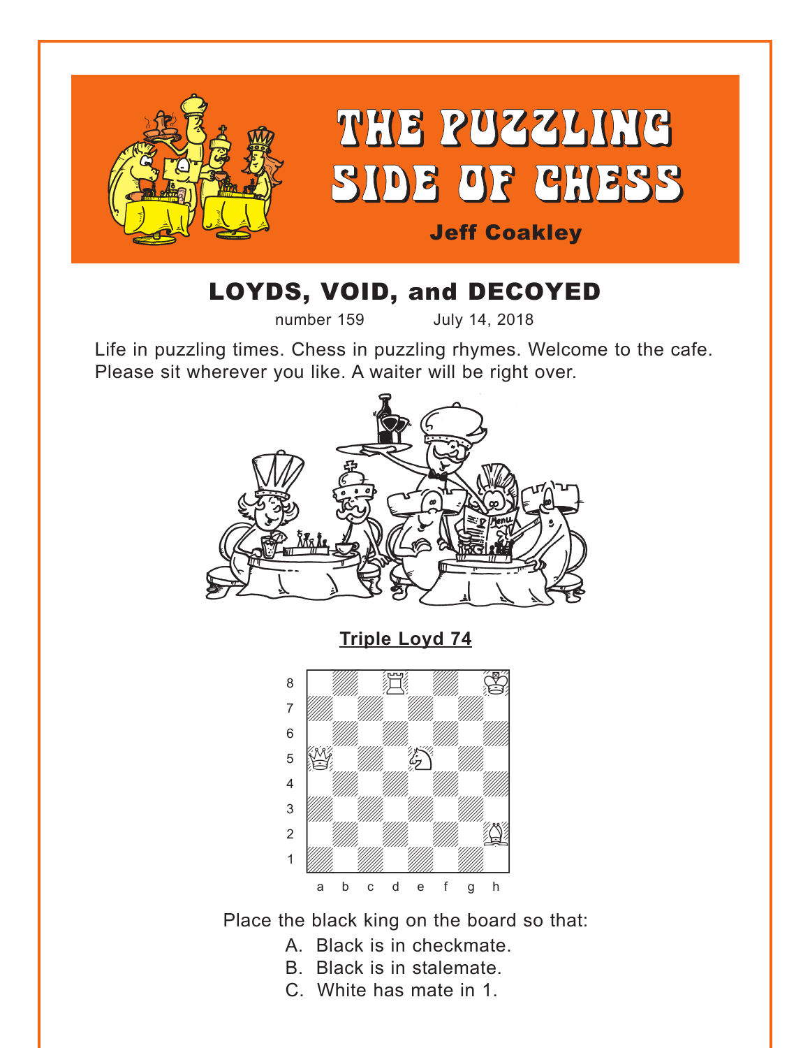# THE PUZZLING SIDE OF CHESS

**Jeff Coakley**

## LOYDS, VOID, and DECOYED

number 159 July 14, 2018

Life in puzzling times. Chess in puzzling rhymes. Welcome to the cafe. Please sit wherever you like. A waiter will be right over.

**Triple Loyd 74**

Place the black king on the board so that:

A. Black is in checkmate.
B. Black is in stalemate.
C. White has mate in 1.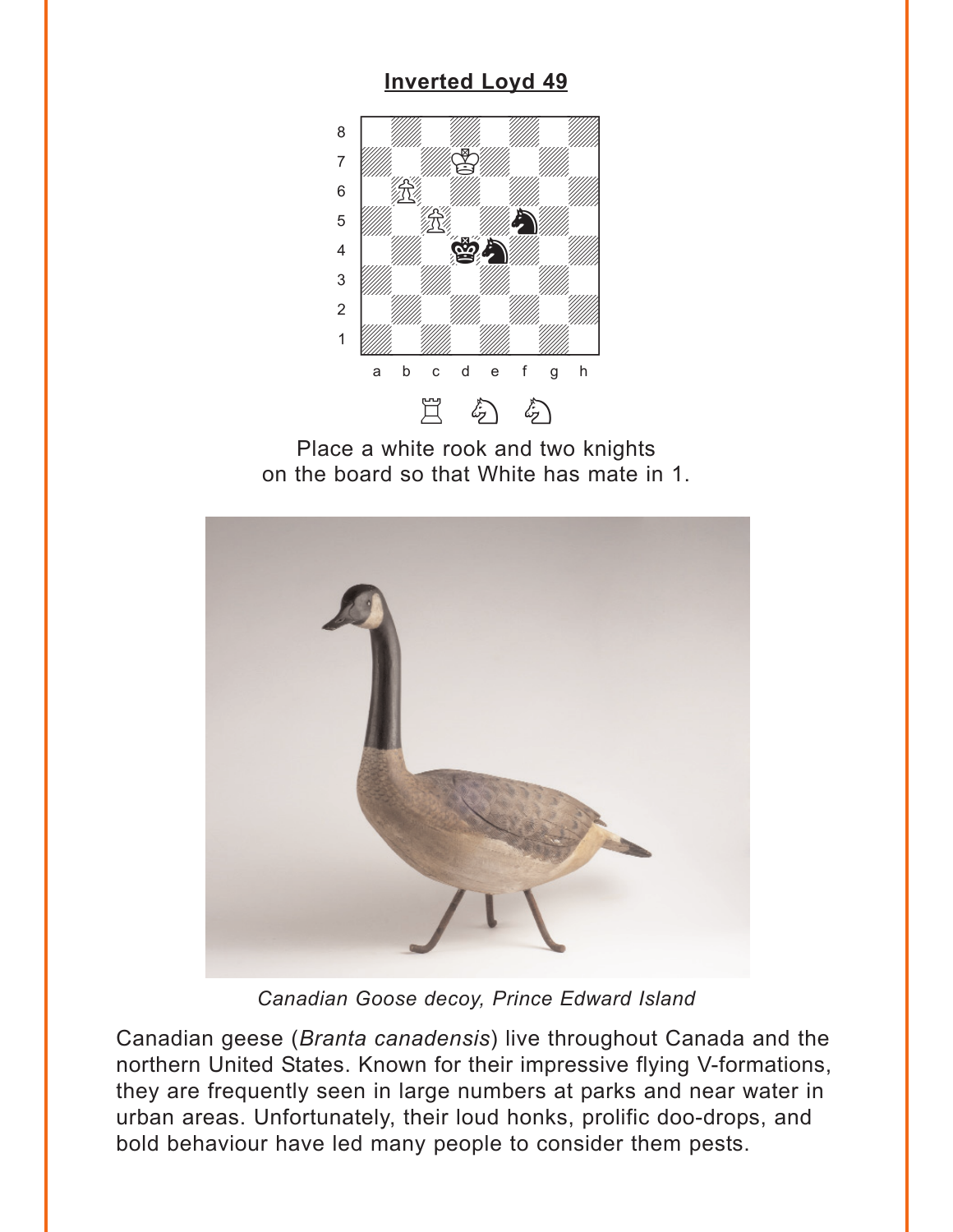## Inverted Loyd 49

Place a white rook and two knights on the board so that White has mate in 1.

*Canadian Goose decoy, Prince Edward Island*

Canadian geese (*Branta canadensis*) live throughout Canada and the northern United States. Known for their impressive flying V-formations, they are frequently seen in large numbers at parks and near water in urban areas. Unfortunately, their loud honks, prolific doo-drops, and bold behaviour have led many people to consider them pests.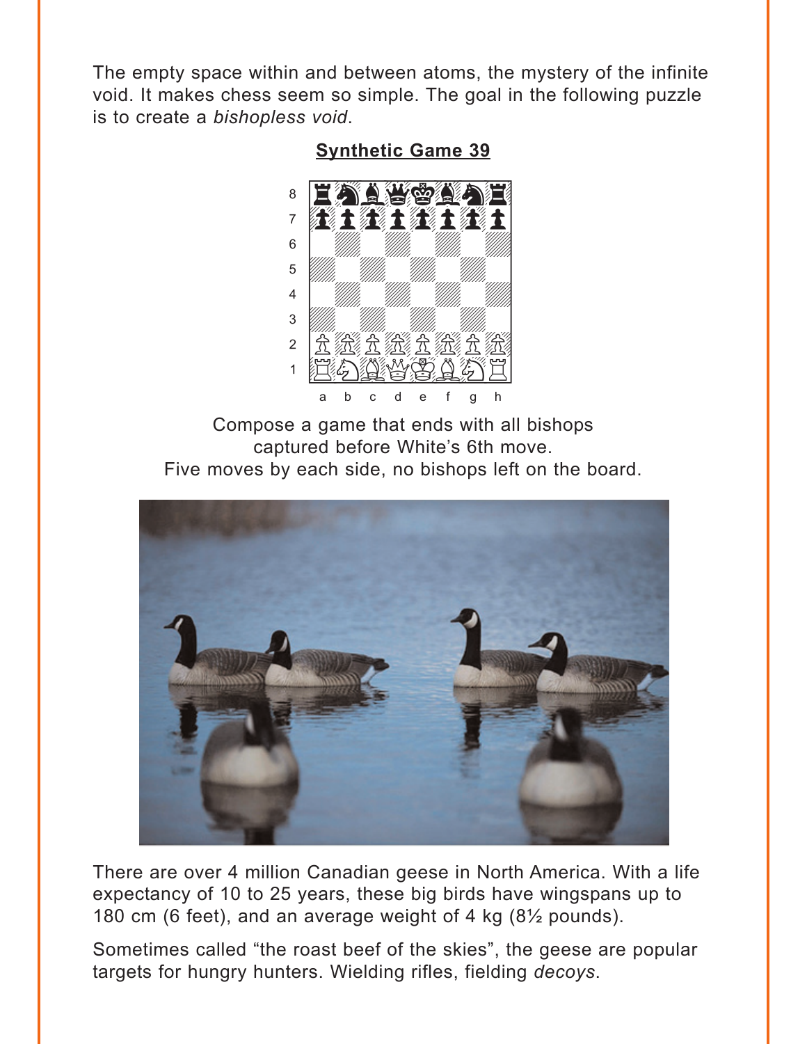The empty space within and between atoms, the mystery of the infinite void. It makes chess seem so simple. The goal in the following puzzle is to create a *bishopless void*.

## Synthetic Game 39

Compose a game that ends with all bishops captured before White's 6th move. Five moves by each side, no bishops left on the board.

There are over 4 million Canadian geese in North America. With a life expectancy of 10 to 25 years, these big birds have wingspans up to 180 cm (6 feet), and an average weight of 4 kg (8½ pounds).

Sometimes called "the roast beef of the skies", the geese are popular targets for hungry hunters. Wielding rifles, fielding *decoys*.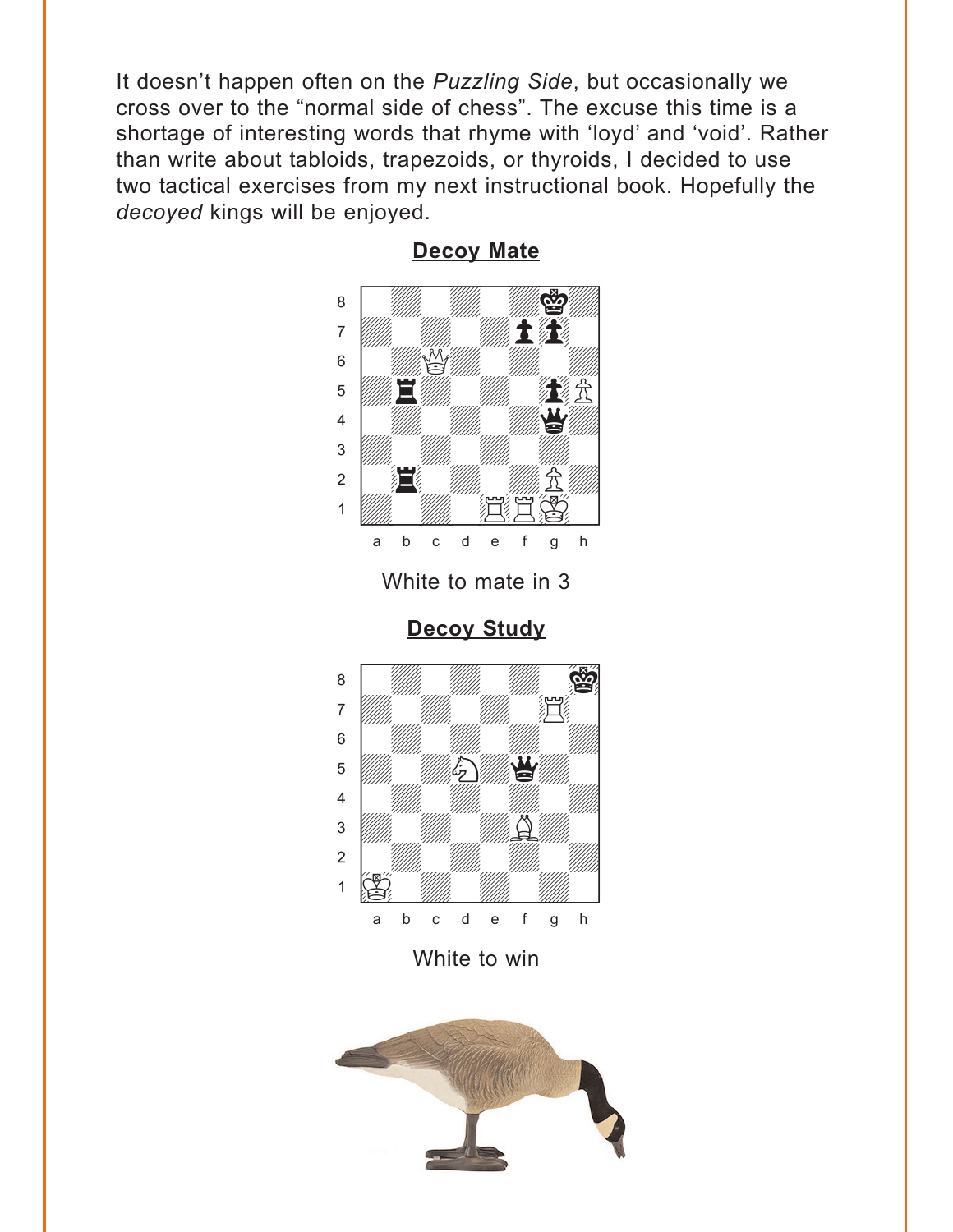It doesn't happen often on the *Puzzling Side*, but occasionally we cross over to the "normal side of chess". The excuse this time is a shortage of interesting words that rhyme with 'loyd' and 'void'. Rather than write about tabloids, trapezoids, or thyroids, I decided to use two tactical exercises from my next instructional book. Hopefully the *decoyed* kings will be enjoyed.

## Decoy Mate

White to mate in 3

## Decoy Study

White to win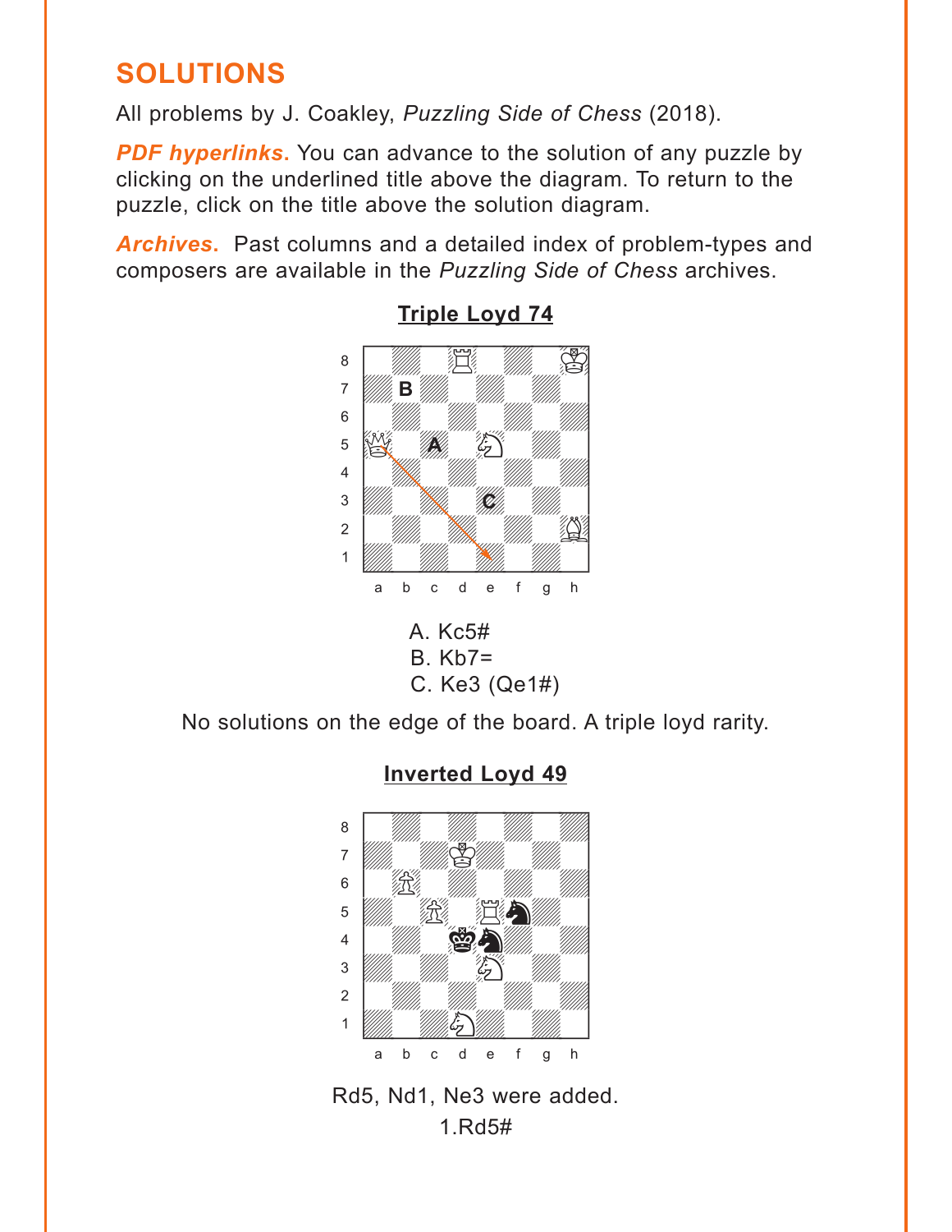## SOLUTIONS

All problems by J. Coakley, *Puzzling Side of Chess* (2018).

***PDF hyperlinks.*** You can advance to the solution of any puzzle by clicking on the underlined title above the diagram. To return to the puzzle, click on the title above the solution diagram.

***Archives.*** Past columns and a detailed index of problem-types and composers are available in the *Puzzling Side of Chess* archives.

### Triple Loyd 74

A. Kc5#
B. Kb7=
C. Ke3 (Qe1#)

No solutions on the edge of the board. A triple loyd rarity.

### Inverted Loyd 49

Rd5, Nd1, Ne3 were added.
1.Rd5#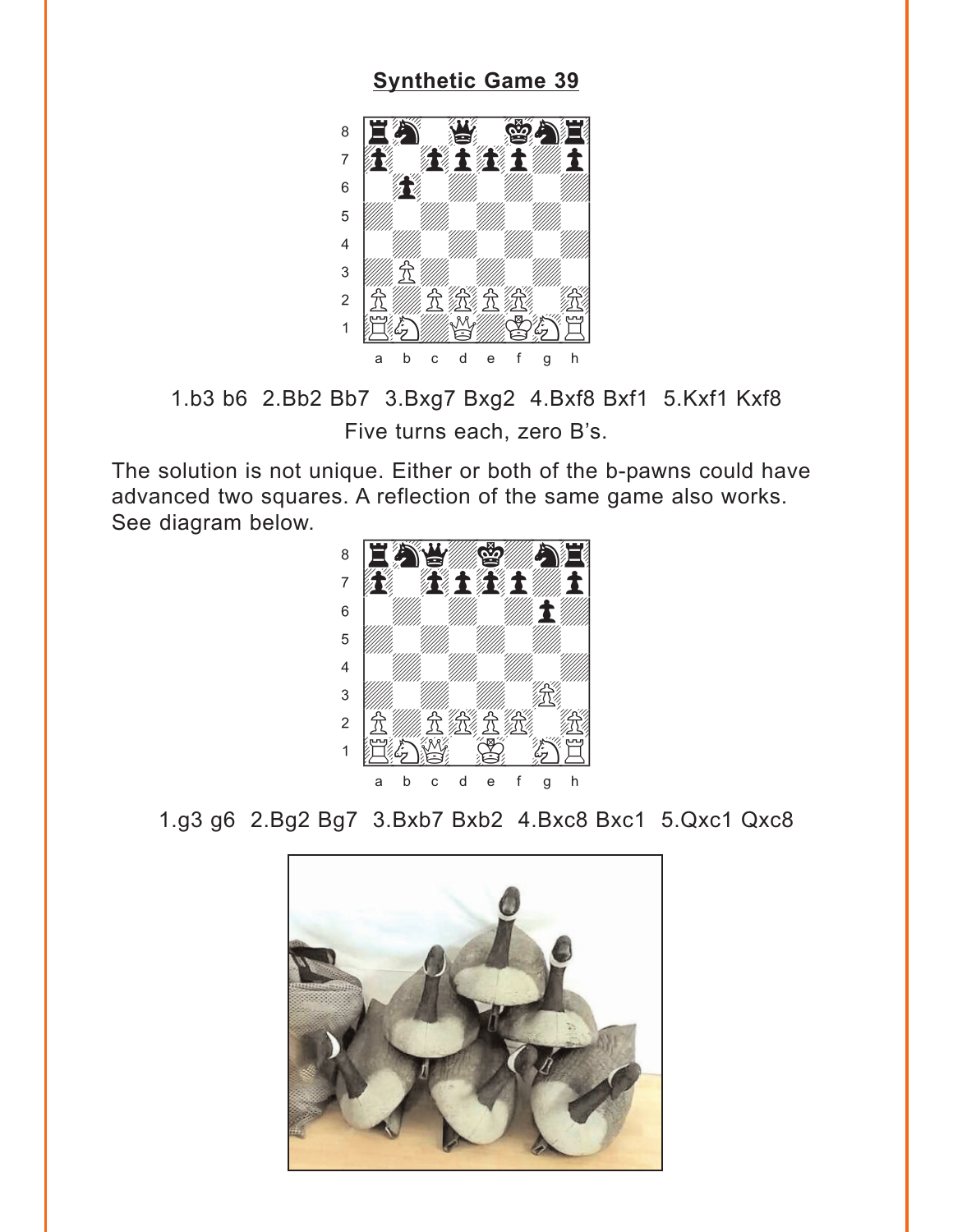## Synthetic Game 39

1.b3 b6 2.Bb2 Bb7 3.Bxg7 Bxg2 4.Bxf8 Bxf1 5.Kxf1 Kxf8

Five turns each, zero B's.

The solution is not unique. Either or both of the b-pawns could have advanced two squares. A reflection of the same game also works. See diagram below.

1.g3 g6 2.Bg2 Bg7 3.Bxb7 Bxb2 4.Bxc8 Bxc1 5.Qxc1 Qxc8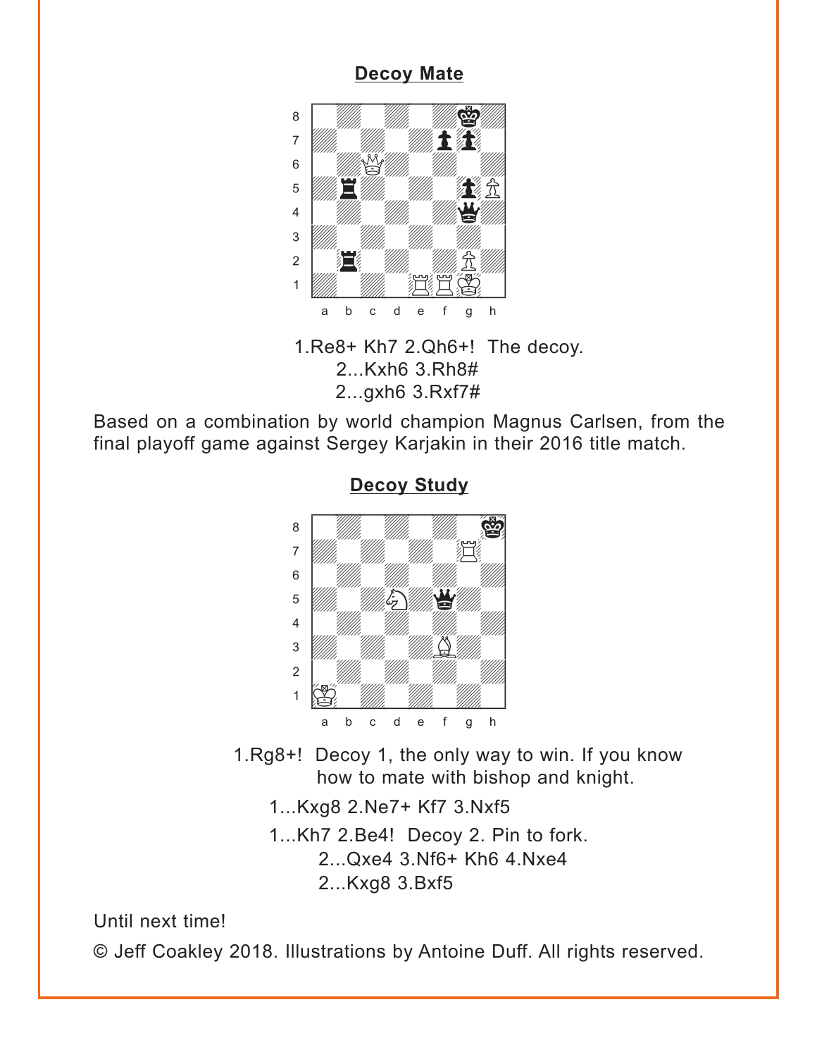## Decoy Mate

1.Re8+ Kh7 2.Qh6+! The decoy.

2...Kxh6 3.Rh8#

2...gxh6 3.Rxf7#

Based on a combination by world champion Magnus Carlsen, from the final playoff game against Sergey Karjakin in their 2016 title match.

## Decoy Study

1.Rg8+! Decoy 1, the only way to win. If you know how to mate with bishop and knight.

1...Kxg8 2.Ne7+ Kf7 3.Nxf5

1...Kh7 2.Be4! Decoy 2. Pin to fork.

2...Qxe4 3.Nf6+ Kh6 4.Nxe4

2...Kxg8 3.Bxf5

Until next time!

© Jeff Coakley 2018. Illustrations by Antoine Duff. All rights reserved.